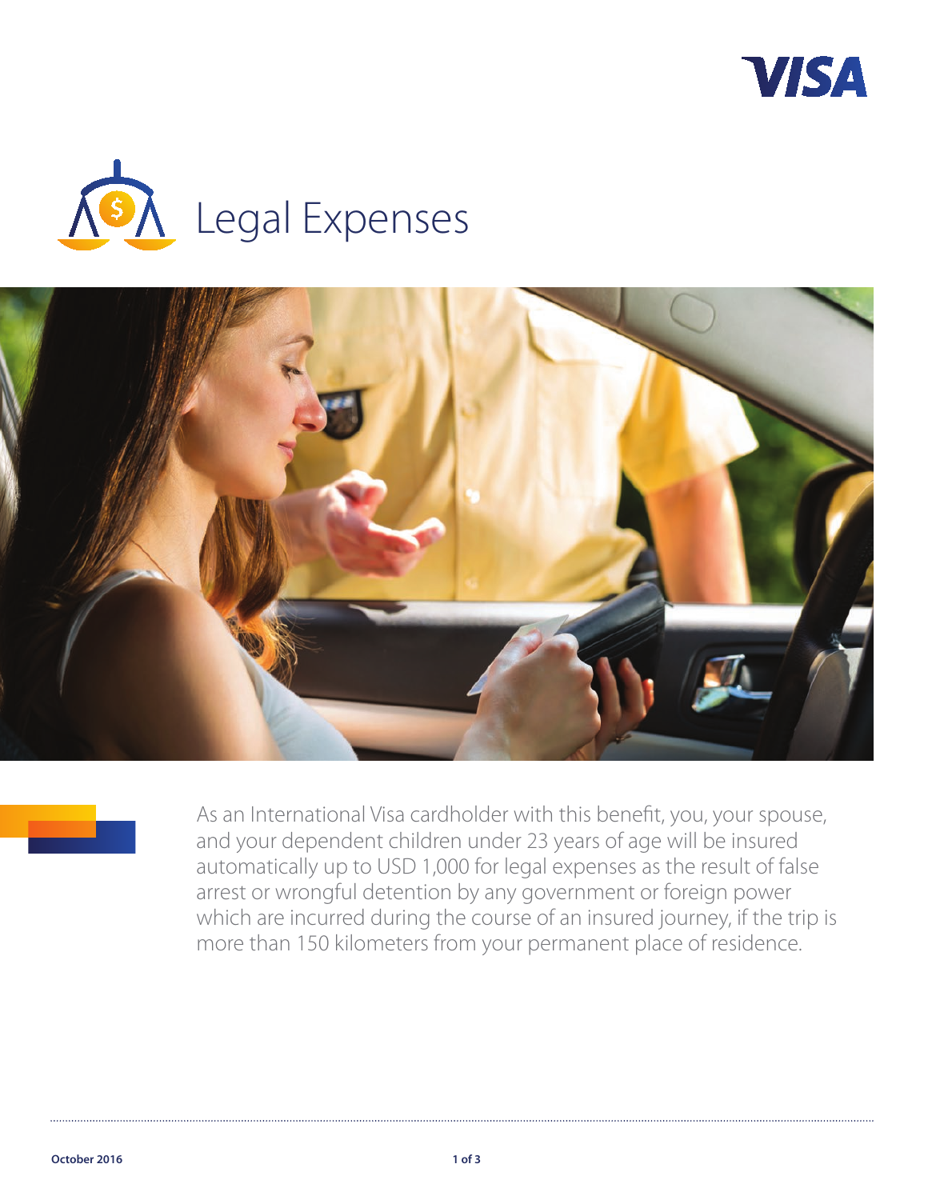# Legal Expenses

As an International Visa cardholder with this benefit, you, your spouse, and your dependent children under 23 years of age will be insured automatically up to USD 1,000 for legal expenses as the result of false arrest or wrongful detention by any government or foreign power which are incurred during the course of an insured journey, if the trip is more than 150 kilometers from your permanent place of residence.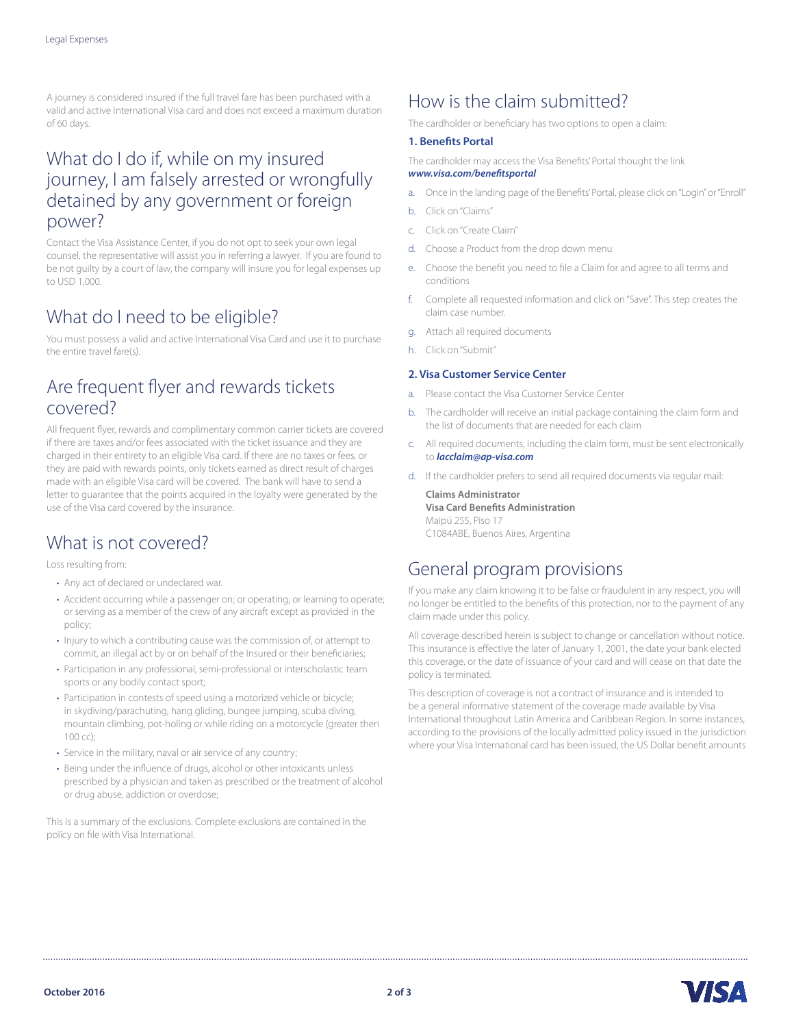A journey is considered insured if the full travel fare has been purchased with a valid and active International Visa card and does not exceed a maximum duration of 60 days.

## What do I do if, while on my insured journey, I am falsely arrested or wrongfully detained by any government or foreign power?

Contact the Visa Assistance Center, if you do not opt to seek your own legal counsel, the representative will assist you in referring a lawyer. If you are found to be not guilty by a court of law, the company will insure you for legal expenses up to USD 1,000.

## What do I need to be eligible?

You must possess a valid and active International Visa Card and use it to purchase the entire travel fare(s).

## Are frequent flyer and rewards tickets covered?

All frequent flyer, rewards and complimentary common carrier tickets are covered if there are taxes and/or fees associated with the ticket issuance and they are charged in their entirety to an eligible Visa card. If there are no taxes or fees, or they are paid with rewards points, only tickets earned as direct result of charges made with an eligible Visa card will be covered. The bank will have to send a letter to guarantee that the points acquired in the loyalty were generated by the use of the Visa card covered by the insurance.

## What is not covered?

Loss resulting from:

- Any act of declared or undeclared war.
- Accident occurring while a passenger on; or operating; or learning to operate; or serving as a member of the crew of any aircraft except as provided in the policy;
- Injury to which a contributing cause was the commission of, or attempt to commit, an illegal act by or on behalf of the Insured or their beneficiaries;
- Participation in any professional, semi-professional or interscholastic team sports or any bodily contact sport;
- Participation in contests of speed using a motorized vehicle or bicycle; in skydiving/parachuting, hang gliding, bungee jumping, scuba diving, mountain climbing, pot-holing or while riding on a motorcycle (greater then 100 cc);
- Service in the military, naval or air service of any country;
- Being under the influence of drugs, alcohol or other intoxicants unless prescribed by a physician and taken as prescribed or the treatment of alcohol or drug abuse, addiction or overdose;

This is a summary of the exclusions. Complete exclusions are contained in the policy on file with Visa International.

## How is the claim submitted?

The cardholder or beneficiary has two options to open a claim:

### 1. Benefits Portal

The cardholder may access the Visa Benefits' Portal thought the link ***www.visa.com/benefitsportal***

a. Once in the landing page of the Benefits' Portal, please click on "Login" or "Enroll"

b. Click on "Claims"

c. Click on "Create Claim"

d. Choose a Product from the drop down menu

e. Choose the benefit you need to file a Claim for and agree to all terms and conditions

f. Complete all requested information and click on "Save". This step creates the claim case number.

g. Attach all required documents

h. Click on "Submit"

### 2. Visa Customer Service Center

a. Please contact the Visa Customer Service Center

b. The cardholder will receive an initial package containing the claim form and the list of documents that are needed for each claim

c. All required documents, including the claim form, must be sent electronically to ***lacclaim@ap-visa.com***

d. If the cardholder prefers to send all required documents via regular mail:

**Claims Administrator**
**Visa Card Benefits Administration**
Maipú 255, Piso 17
C1084ABE, Buenos Aires, Argentina

## General program provisions

If you make any claim knowing it to be false or fraudulent in any respect, you will no longer be entitled to the benefits of this protection, nor to the payment of any claim made under this policy.

All coverage described herein is subject to change or cancellation without notice. This insurance is effective the later of January 1, 2001, the date your bank elected this coverage, or the date of issuance of your card and will cease on that date the policy is terminated.

This description of coverage is not a contract of insurance and is intended to be a general informative statement of the coverage made available by Visa International throughout Latin America and Caribbean Region. In some instances, according to the provisions of the locally admitted policy issued in the jurisdiction where your Visa International card has been issued, the US Dollar benefit amounts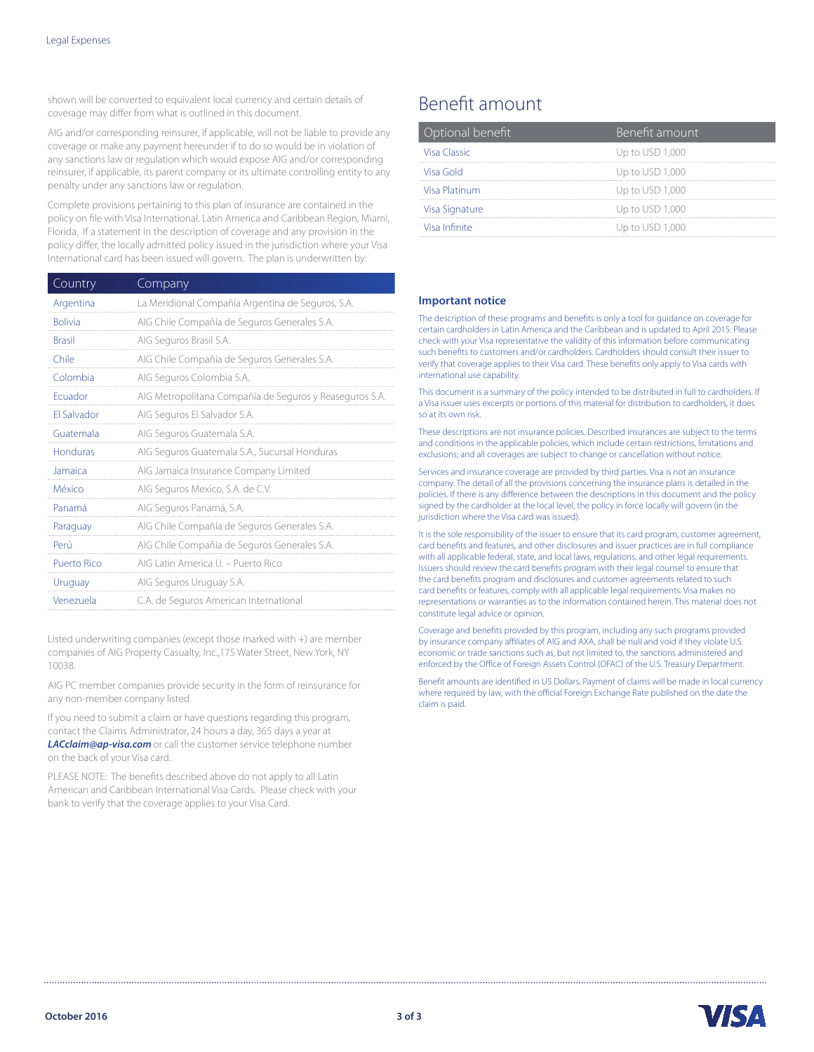shown will be converted to equivalent local currency and certain details of coverage may differ from what is outlined in this document.

AIG and/or corresponding reinsurer, if applicable, will not be liable to provide any coverage or make any payment hereunder if to do so would be in violation of any sanctions law or regulation which would expose AIG and/or corresponding reinsurer, if applicable, its parent company or its ultimate controlling entity to any penalty under any sanctions law or regulation.

Complete provisions pertaining to this plan of insurance are contained in the policy on file with Visa International, Latin America and Caribbean Region, Miami, Florida. If a statement in the description of coverage and any provision in the policy differ, the locally admitted policy issued in the jurisdiction where your Visa International card has been issued will govern. The plan is underwritten by:

| Country | Company |
|---|---|
| Argentina | La Meridional Compañía Argentina de Seguros, S.A. |
| Bolivia | AIG Chile Compañía de Seguros Generales S.A. |
| Brasil | AIG Seguros Brasil S.A. |
| Chile | AIG Chile Compañía de Seguros Generales S.A. |
| Colombia | AIG Seguros Colombia S.A. |
| Ecuador | AIG Metropolitana Compañía de Seguros y Reaseguros S.A. |
| El Salvador | AIG Seguros El Salvador S.A. |
| Guatemala | AIG Seguros Guatemala S.A. |
| Honduras | AIG Seguros Guatemala S.A., Sucursal Honduras |
| Jamaica | AIG Jamaica Insurance Company Limited |
| México | AIG Seguros Mexico, S.A. de C.V. |
| Panamá | AIG Seguros Panamá, S.A. |
| Paraguay | AIG Chile Compañía de Seguros Generales S.A. |
| Perú | AIG Chile Compañía de Seguros Generales S.A. |
| Puerto Rico | AIG Latin America I.I. – Puerto Rico |
| Uruguay | AIG Seguros Uruguay S.A. |
| Venezuela | C.A. de Seguros American International |

Listed underwriting companies (except those marked with +) are member companies of AIG Property Casualty, Inc.,175 Water Street, New York, NY 10038.

AIG PC member companies provide security in the form of reinsurance for any non-member company listed.

If you need to submit a claim or have questions regarding this program, contact the Claims Administrator, 24 hours a day, 365 days a year at ***LACclaim@ap-visa.com*** or call the customer service telephone number on the back of your Visa card.

PLEASE NOTE: The benefits described above do not apply to all Latin American and Caribbean International Visa Cards. Please check with your bank to verify that the coverage applies to your Visa Card.

## Benefit amount

| Optional benefit | Benefit amount |
|---|---|
| Visa Classic | Up to USD 1,000 |
| Visa Gold | Up to USD 1,000 |
| Visa Platinum | Up to USD 1,000 |
| Visa Signature | Up to USD 1,000 |
| Visa Infinite | Up to USD 1,000 |

### Important notice

The description of these programs and benefits is only a tool for guidance on coverage for certain cardholders in Latin America and the Caribbean and is updated to April 2015. Please check with your Visa representative the validity of this information before communicating such benefits to customers and/or cardholders. Cardholders should consult their issuer to verify that coverage applies to their Visa card. These benefits only apply to Visa cards with international use capability.

This document is a summary of the policy intended to be distributed in full to cardholders. If a Visa issuer uses excerpts or portions of this material for distribution to cardholders, it does so at its own risk.

These descriptions are not insurance policies. Described insurances are subject to the terms and conditions in the applicable policies, which include certain restrictions, limitations and exclusions; and all coverages are subject to change or cancellation without notice.

Services and insurance coverage are provided by third parties. Visa is not an insurance company. The detail of all the provisions concerning the insurance plans is detailed in the policies. If there is any difference between the descriptions in this document and the policy signed by the cardholder at the local level, the policy in force locally will govern (in the jurisdiction where the Visa card was issued).

It is the sole responsibility of the issuer to ensure that its card program, customer agreement, card benefits and features, and other disclosures and issuer practices are in full compliance with all applicable federal, state, and local laws, regulations, and other legal requirements. Issuers should review the card benefits program with their legal counsel to ensure that the card benefits program and disclosures and customer agreements related to such card benefits or features, comply with all applicable legal requirements. Visa makes no representations or warranties as to the information contained herein. This material does not constitute legal advice or opinion.

Coverage and benefits provided by this program, including any such programs provided by insurance company affiliates of AIG and AXA, shall be null and void if they violate U.S. economic or trade sanctions such as, but not limited to, the sanctions administered and enforced by the Office of Foreign Assets Control (OFAC) of the U.S. Treasury Department.

Benefit amounts are identified in US Dollars. Payment of claims will be made in local currency where required by law, with the official Foreign Exchange Rate published on the date the claim is paid.